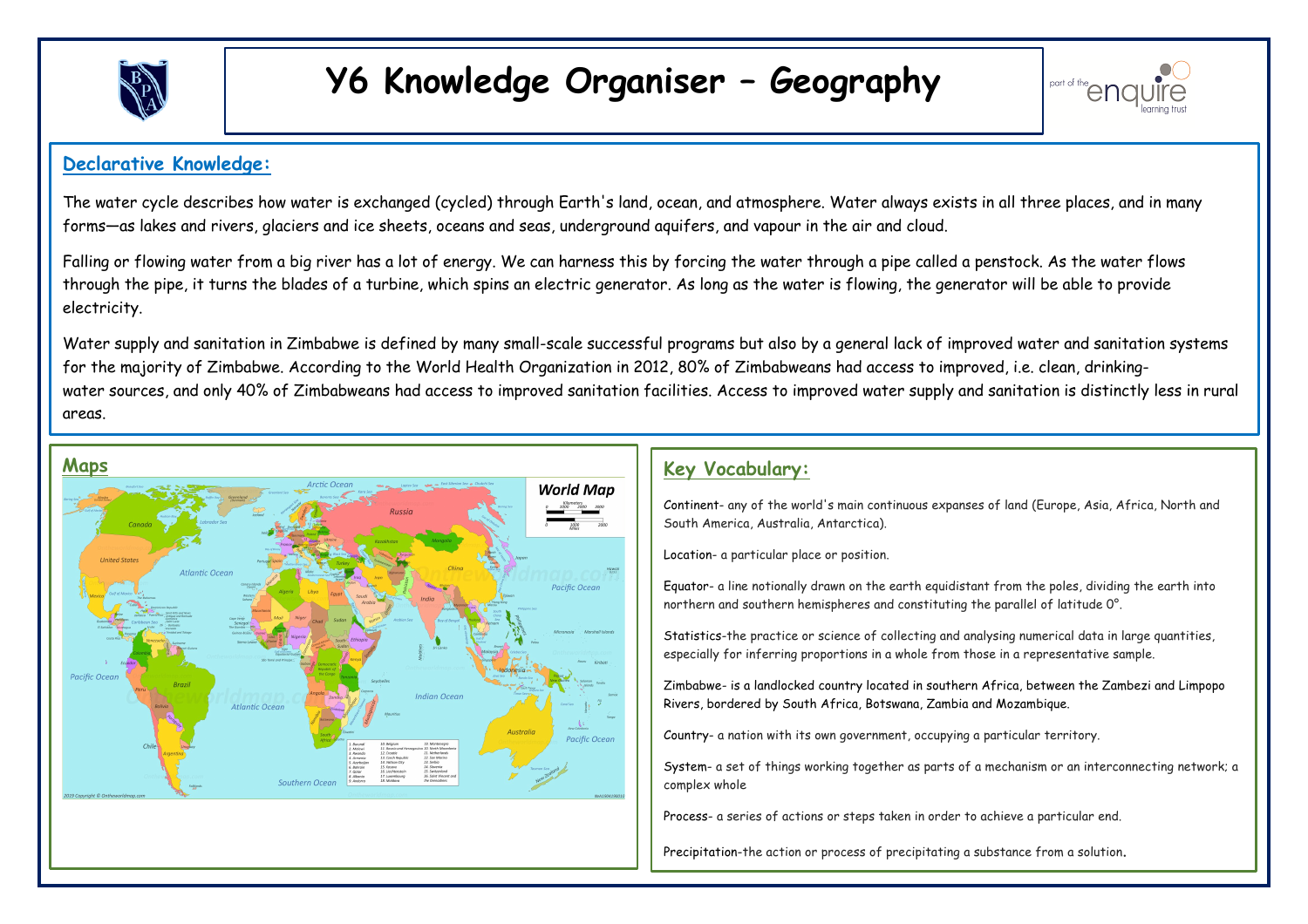# Y6 Knowledge Organiser – Geography

## Declarative Knowledge:

The water cycle describes how water is exchanged (cycled) through Earth's land, ocean, and atmosphere. Water always exists in all three places, and in many forms—as lakes and rivers, glaciers and ice sheets, oceans and seas, underground aquifers, and vapour in the air and cloud.

Falling or flowing water from a big river has a lot of energy. We can harness this by forcing the water through a pipe called a penstock. As the water flows through the pipe, it turns the blades of a turbine, which spins an electric generator. As long as the water is flowing, the generator will be able to provide electricity.

Water supply and sanitation in Zimbabwe is defined by many small-scale successful programs but also by a general lack of improved water and sanitation systems for the majority of Zimbabwe. According to the World Health Organization in 2012, 80% of Zimbabweans had access to improved, i.e. clean, drinking-water sources, and only 40% of Zimbabweans had access to improved sanitation facilities. Access to improved water supply and sanitation is distinctly less in rural areas.

## Maps

## Key Vocabulary:

Continent- any of the world's main continuous expanses of land (Europe, Asia, Africa, North and South America, Australia, Antarctica).

Location- a particular place or position.

Equator- a line notionally drawn on the earth equidistant from the poles, dividing the earth into northern and southern hemispheres and constituting the parallel of latitude 0°.

Statistics-the practice or science of collecting and analysing numerical data in large quantities, especially for inferring proportions in a whole from those in a representative sample.

Zimbabwe- is a landlocked country located in southern Africa, between the Zambezi and Limpopo Rivers, bordered by South Africa, Botswana, Zambia and Mozambique.

Country- a nation with its own government, occupying a particular territory.

System- a set of things working together as parts of a mechanism or an interconnecting network; a complex whole

Process- a series of actions or steps taken in order to achieve a particular end.

Precipitation-the action or process of precipitating a substance from a solution.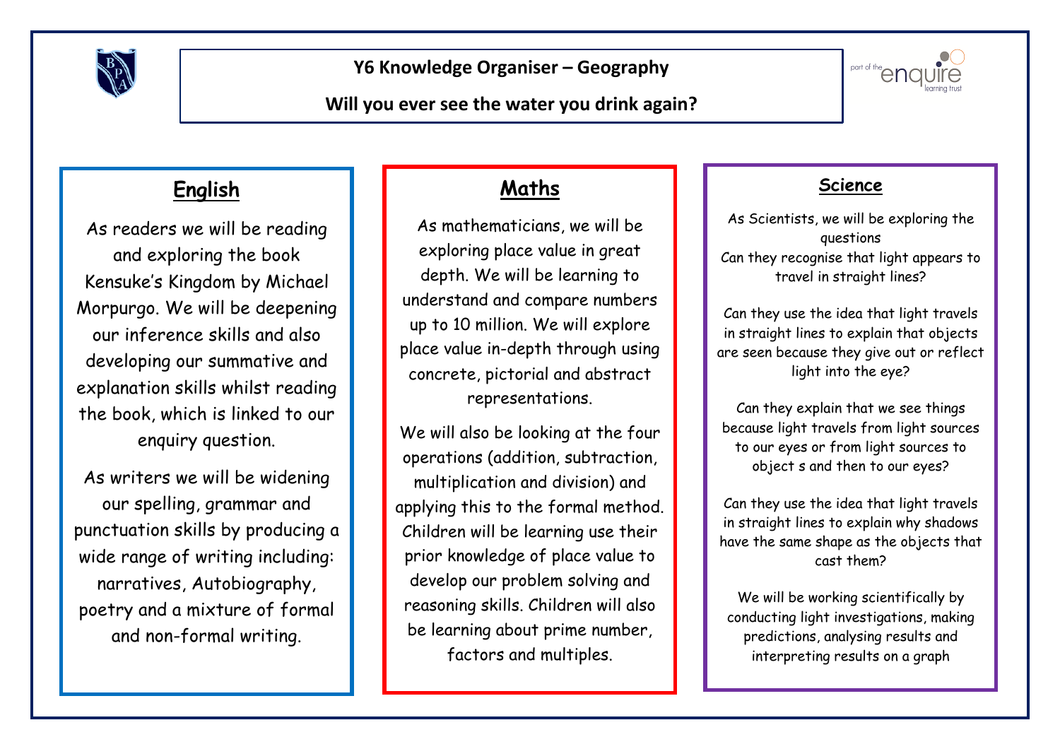# Y6 Knowledge Organiser – Geography

**Will you ever see the water you drink again?**

## English

As readers we will be reading and exploring the book Kensuke's Kingdom by Michael Morpurgo. We will be deepening our inference skills and also developing our summative and explanation skills whilst reading the book, which is linked to our enquiry question.

As writers we will be widening our spelling, grammar and punctuation skills by producing a wide range of writing including: narratives, Autobiography, poetry and a mixture of formal and non-formal writing.

## Maths

As mathematicians, we will be exploring place value in great depth. We will be learning to understand and compare numbers up to 10 million. We will explore place value in-depth through using concrete, pictorial and abstract representations.

We will also be looking at the four operations (addition, subtraction, multiplication and division) and applying this to the formal method. Children will be learning use their prior knowledge of place value to develop our problem solving and reasoning skills. Children will also be learning about prime number, factors and multiples.

## Science

As Scientists, we will be exploring the questions
Can they recognise that light appears to travel in straight lines?

Can they use the idea that light travels in straight lines to explain that objects are seen because they give out or reflect light into the eye?

Can they explain that we see things because light travels from light sources to our eyes or from light sources to object s and then to our eyes?

Can they use the idea that light travels in straight lines to explain why shadows have the same shape as the objects that cast them?

We will be working scientifically by conducting light investigations, making predictions, analysing results and interpreting results on a graph